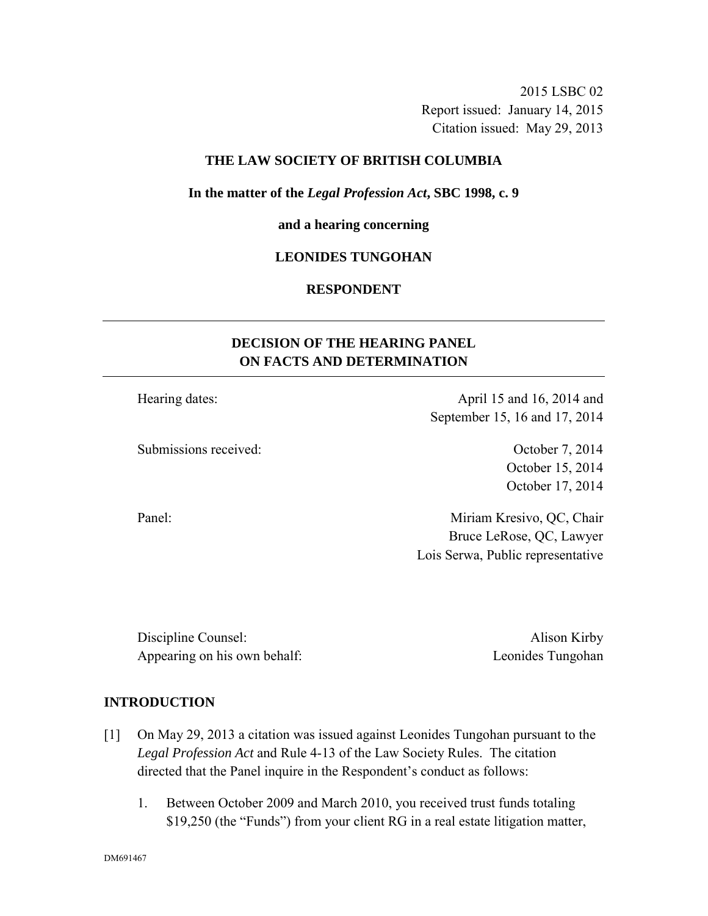2015 LSBC 02
Report issued: January 14, 2015
Citation issued: May 29, 2013

**THE LAW SOCIETY OF BRITISH COLUMBIA**

**In the matter of the *Legal Profession Act*, SBC 1998, c. 9**

**and a hearing concerning**

**LEONIDES TUNGOHAN**

**RESPONDENT**

---

## DECISION OF THE HEARING PANEL ON FACTS AND DETERMINATION

---

| | |
|---|---|
| Hearing dates: | April 15 and 16, 2014 and September 15, 16 and 17, 2014 |
| Submissions received: | October 7, 2014<br>October 15, 2014<br>October 17, 2014 |
| Panel: | Miriam Kresivo, QC, Chair<br>Bruce LeRose, QC, Lawyer<br>Lois Serwa, Public representative |

| | |
|---|---|
| Discipline Counsel: | Alison Kirby |
| Appearing on his own behalf: | Leonides Tungohan |

## INTRODUCTION

[1] On May 29, 2013 a citation was issued against Leonides Tungohan pursuant to the *Legal Profession Act* and Rule 4-13 of the Law Society Rules. The citation directed that the Panel inquire in the Respondent's conduct as follows:

1. Between October 2009 and March 2010, you received trust funds totaling $19,250 (the "Funds") from your client RG in a real estate litigation matter,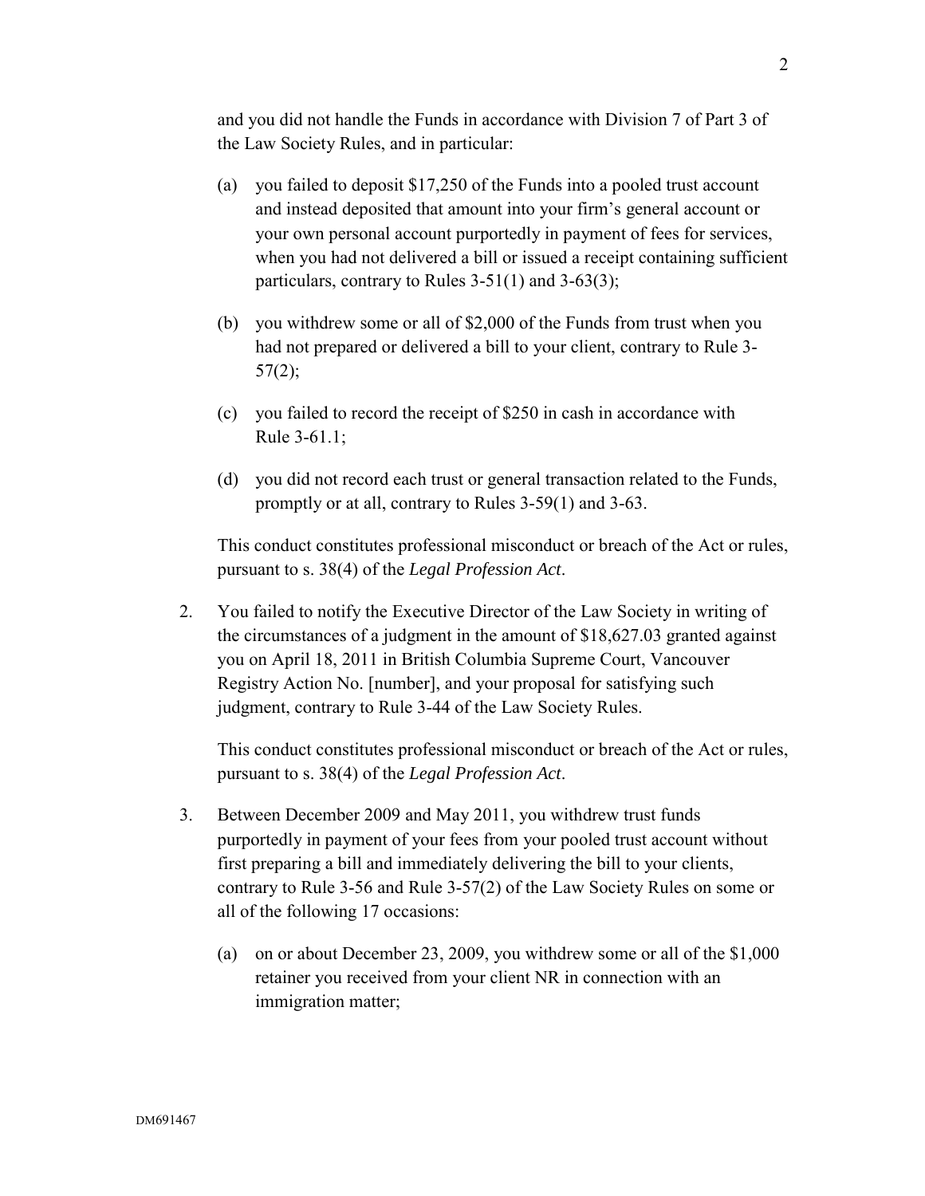and you did not handle the Funds in accordance with Division 7 of Part 3 of the Law Society Rules, and in particular:

(a) you failed to deposit $17,250 of the Funds into a pooled trust account and instead deposited that amount into your firm's general account or your own personal account purportedly in payment of fees for services, when you had not delivered a bill or issued a receipt containing sufficient particulars, contrary to Rules 3-51(1) and 3-63(3);

(b) you withdrew some or all of $2,000 of the Funds from trust when you had not prepared or delivered a bill to your client, contrary to Rule 3-57(2);

(c) you failed to record the receipt of $250 in cash in accordance with Rule 3-61.1;

(d) you did not record each trust or general transaction related to the Funds, promptly or at all, contrary to Rules 3-59(1) and 3-63.

This conduct constitutes professional misconduct or breach of the Act or rules, pursuant to s. 38(4) of the *Legal Profession Act*.

2. You failed to notify the Executive Director of the Law Society in writing of the circumstances of a judgment in the amount of $18,627.03 granted against you on April 18, 2011 in British Columbia Supreme Court, Vancouver Registry Action No. [number], and your proposal for satisfying such judgment, contrary to Rule 3-44 of the Law Society Rules.

   This conduct constitutes professional misconduct or breach of the Act or rules, pursuant to s. 38(4) of the *Legal Profession Act*.

3. Between December 2009 and May 2011, you withdrew trust funds purportedly in payment of your fees from your pooled trust account without first preparing a bill and immediately delivering the bill to your clients, contrary to Rule 3-56 and Rule 3-57(2) of the Law Society Rules on some or all of the following 17 occasions:

   (a) on or about December 23, 2009, you withdrew some or all of the $1,000 retainer you received from your client NR in connection with an immigration matter;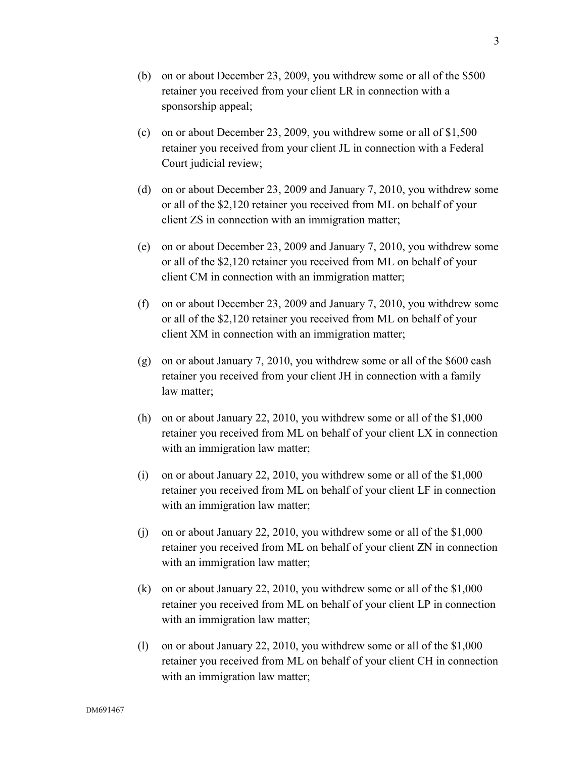(b) on or about December 23, 2009, you withdrew some or all of the $500 retainer you received from your client LR in connection with a sponsorship appeal;

(c) on or about December 23, 2009, you withdrew some or all of $1,500 retainer you received from your client JL in connection with a Federal Court judicial review;

(d) on or about December 23, 2009 and January 7, 2010, you withdrew some or all of the $2,120 retainer you received from ML on behalf of your client ZS in connection with an immigration matter;

(e) on or about December 23, 2009 and January 7, 2010, you withdrew some or all of the $2,120 retainer you received from ML on behalf of your client CM in connection with an immigration matter;

(f) on or about December 23, 2009 and January 7, 2010, you withdrew some or all of the $2,120 retainer you received from ML on behalf of your client XM in connection with an immigration matter;

(g) on or about January 7, 2010, you withdrew some or all of the $600 cash retainer you received from your client JH in connection with a family law matter;

(h) on or about January 22, 2010, you withdrew some or all of the $1,000 retainer you received from ML on behalf of your client LX in connection with an immigration law matter;

(i) on or about January 22, 2010, you withdrew some or all of the $1,000 retainer you received from ML on behalf of your client LF in connection with an immigration law matter;

(j) on or about January 22, 2010, you withdrew some or all of the $1,000 retainer you received from ML on behalf of your client ZN in connection with an immigration law matter;

(k) on or about January 22, 2010, you withdrew some or all of the $1,000 retainer you received from ML on behalf of your client LP in connection with an immigration law matter;

(l) on or about January 22, 2010, you withdrew some or all of the $1,000 retainer you received from ML on behalf of your client CH in connection with an immigration law matter;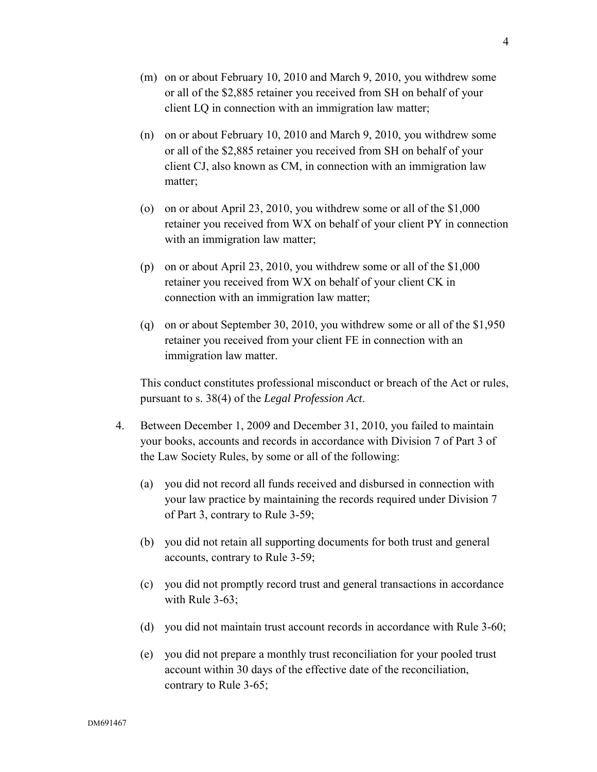(m) on or about February 10, 2010 and March 9, 2010, you withdrew some or all of the $2,885 retainer you received from SH on behalf of your client LQ in connection with an immigration law matter;

(n) on or about February 10, 2010 and March 9, 2010, you withdrew some or all of the $2,885 retainer you received from SH on behalf of your client CJ, also known as CM, in connection with an immigration law matter;

(o) on or about April 23, 2010, you withdrew some or all of the $1,000 retainer you received from WX on behalf of your client PY in connection with an immigration law matter;

(p) on or about April 23, 2010, you withdrew some or all of the $1,000 retainer you received from WX on behalf of your client CK in connection with an immigration law matter;

(q) on or about September 30, 2010, you withdrew some or all of the $1,950 retainer you received from your client FE in connection with an immigration law matter.

This conduct constitutes professional misconduct or breach of the Act or rules, pursuant to s. 38(4) of the *Legal Profession Act*.

4. Between December 1, 2009 and December 31, 2010, you failed to maintain your books, accounts and records in accordance with Division 7 of Part 3 of the Law Society Rules, by some or all of the following:

   (a) you did not record all funds received and disbursed in connection with your law practice by maintaining the records required under Division 7 of Part 3, contrary to Rule 3-59;

   (b) you did not retain all supporting documents for both trust and general accounts, contrary to Rule 3-59;

   (c) you did not promptly record trust and general transactions in accordance with Rule 3-63;

   (d) you did not maintain trust account records in accordance with Rule 3-60;

   (e) you did not prepare a monthly trust reconciliation for your pooled trust account within 30 days of the effective date of the reconciliation, contrary to Rule 3-65;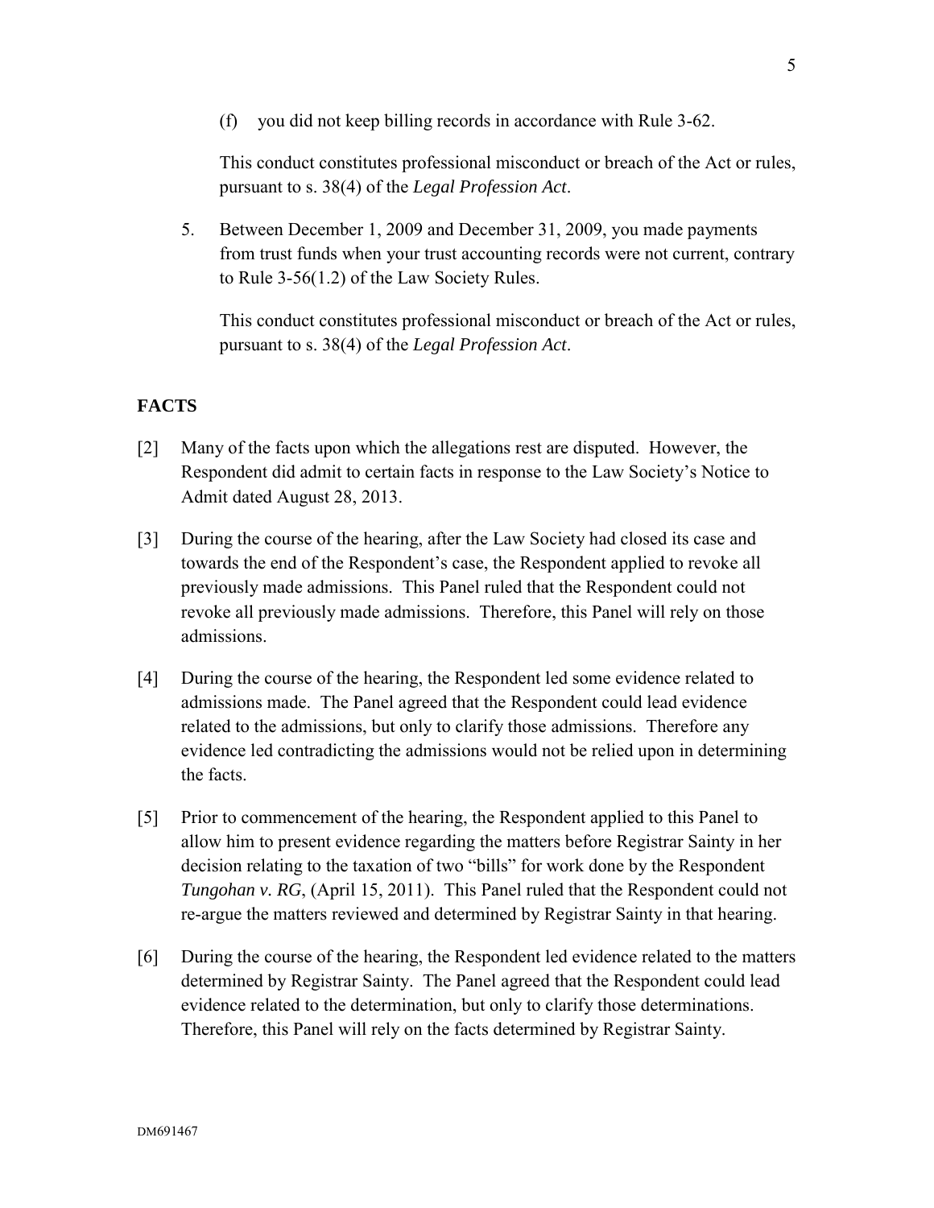(f) you did not keep billing records in accordance with Rule 3-62.

This conduct constitutes professional misconduct or breach of the Act or rules, pursuant to s. 38(4) of the *Legal Profession Act*.

5. Between December 1, 2009 and December 31, 2009, you made payments from trust funds when your trust accounting records were not current, contrary to Rule 3-56(1.2) of the Law Society Rules.

   This conduct constitutes professional misconduct or breach of the Act or rules, pursuant to s. 38(4) of the *Legal Profession Act*.

## FACTS

[2] Many of the facts upon which the allegations rest are disputed. However, the Respondent did admit to certain facts in response to the Law Society's Notice to Admit dated August 28, 2013.

[3] During the course of the hearing, after the Law Society had closed its case and towards the end of the Respondent's case, the Respondent applied to revoke all previously made admissions. This Panel ruled that the Respondent could not revoke all previously made admissions. Therefore, this Panel will rely on those admissions.

[4] During the course of the hearing, the Respondent led some evidence related to admissions made. The Panel agreed that the Respondent could lead evidence related to the admissions, but only to clarify those admissions. Therefore any evidence led contradicting the admissions would not be relied upon in determining the facts.

[5] Prior to commencement of the hearing, the Respondent applied to this Panel to allow him to present evidence regarding the matters before Registrar Sainty in her decision relating to the taxation of two "bills" for work done by the Respondent *Tungohan v. RG*, (April 15, 2011). This Panel ruled that the Respondent could not re-argue the matters reviewed and determined by Registrar Sainty in that hearing.

[6] During the course of the hearing, the Respondent led evidence related to the matters determined by Registrar Sainty. The Panel agreed that the Respondent could lead evidence related to the determination, but only to clarify those determinations. Therefore, this Panel will rely on the facts determined by Registrar Sainty.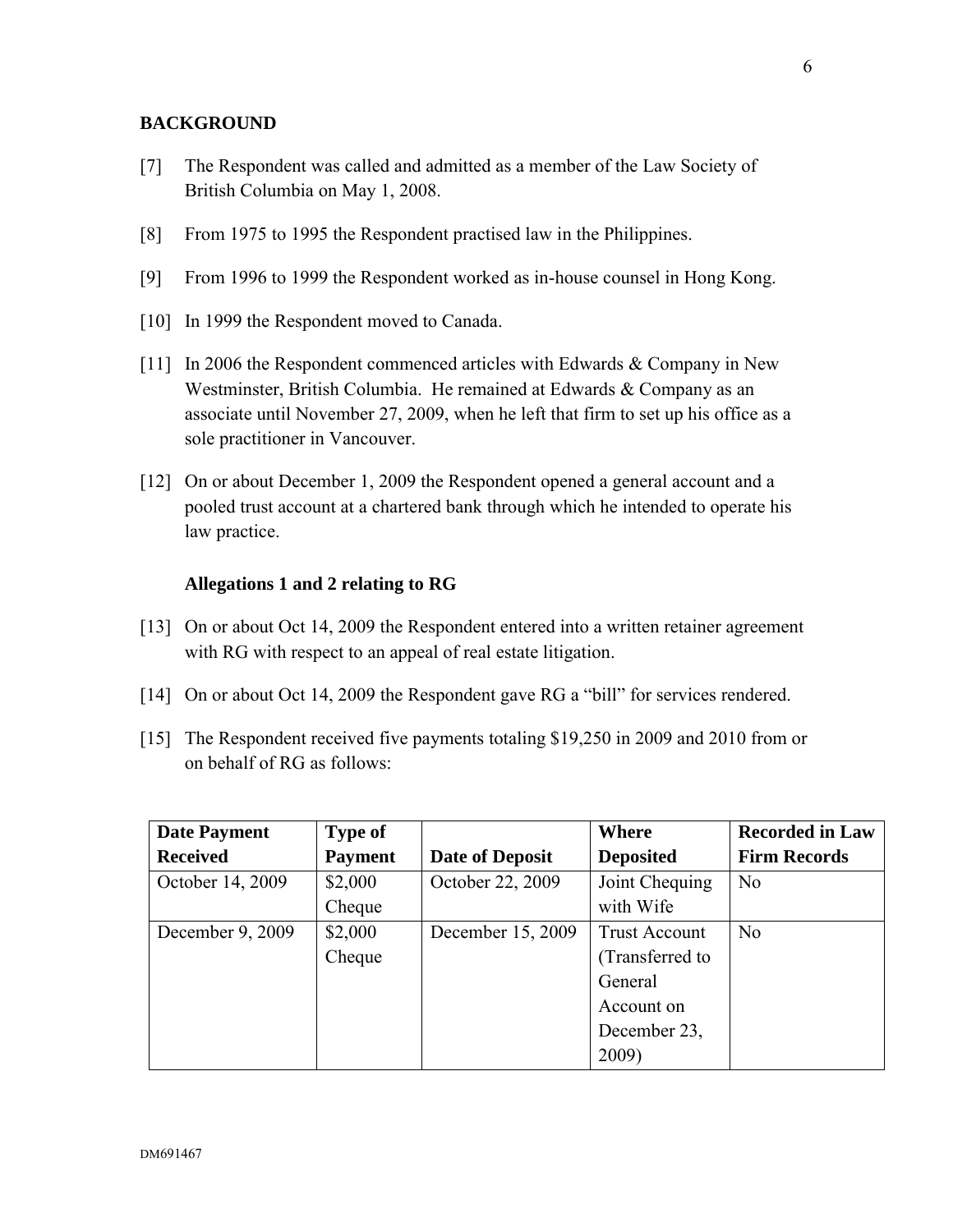## BACKGROUND

[7] The Respondent was called and admitted as a member of the Law Society of British Columbia on May 1, 2008.

[8] From 1975 to 1995 the Respondent practised law in the Philippines.

[9] From 1996 to 1999 the Respondent worked as in-house counsel in Hong Kong.

[10] In 1999 the Respondent moved to Canada.

[11] In 2006 the Respondent commenced articles with Edwards & Company in New Westminster, British Columbia. He remained at Edwards & Company as an associate until November 27, 2009, when he left that firm to set up his office as a sole practitioner in Vancouver.

[12] On or about December 1, 2009 the Respondent opened a general account and a pooled trust account at a chartered bank through which he intended to operate his law practice.

### Allegations 1 and 2 relating to RG

[13] On or about Oct 14, 2009 the Respondent entered into a written retainer agreement with RG with respect to an appeal of real estate litigation.

[14] On or about Oct 14, 2009 the Respondent gave RG a "bill" for services rendered.

[15] The Respondent received five payments totaling $19,250 in 2009 and 2010 from or on behalf of RG as follows:

| Date Payment Received | Type of Payment | Date of Deposit | Where Deposited | Recorded in Law Firm Records |
|---|---|---|---|---|
| October 14, 2009 | $2,000 Cheque | October 22, 2009 | Joint Chequing with Wife | No |
| December 9, 2009 | $2,000 Cheque | December 15, 2009 | Trust Account (Transferred to General Account on December 23, 2009) | No |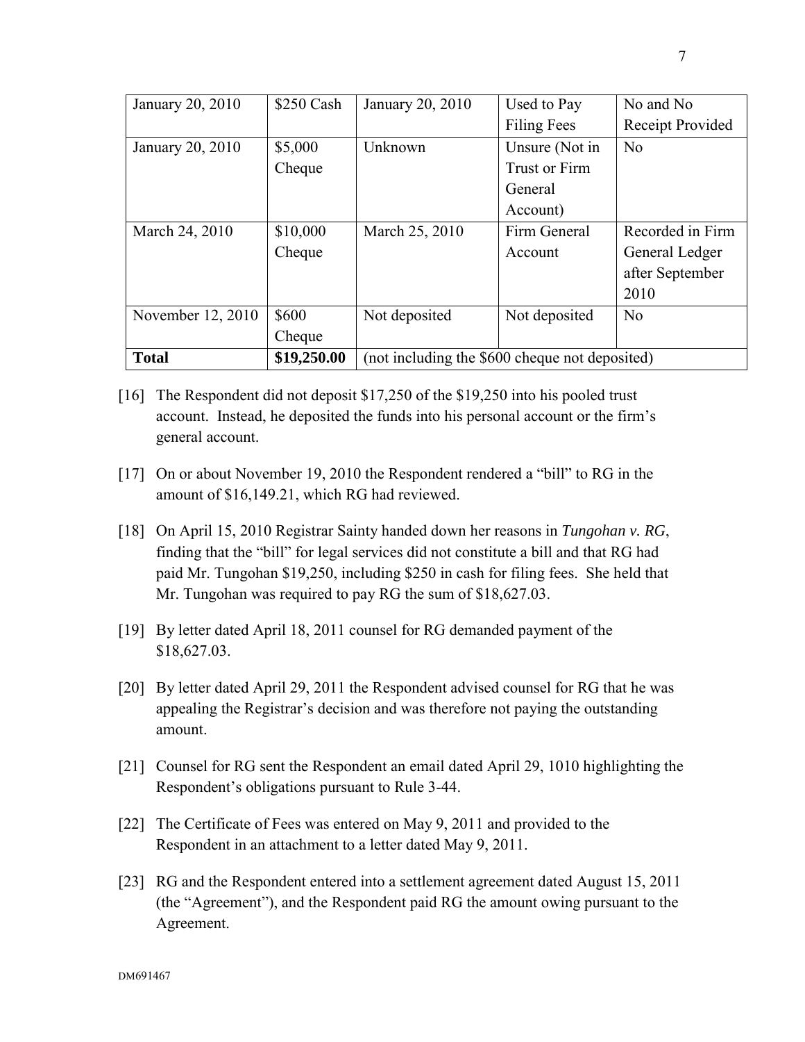| January 20, 2010 | $250 Cash | January 20, 2010 | Used to Pay Filing Fees | No and No Receipt Provided |
|---|---|---|---|---|
| January 20, 2010 | $5,000 Cheque | Unknown | Unsure (Not in Trust or Firm General Account) | No |
| March 24, 2010 | $10,000 Cheque | March 25, 2010 | Firm General Account | Recorded in Firm General Ledger after September 2010 |
| November 12, 2010 | $600 Cheque | Not deposited | Not deposited | No |
| **Total** | **$19,250.00** | (not including the $600 cheque not deposited) | | |

[16] The Respondent did not deposit $17,250 of the $19,250 into his pooled trust account. Instead, he deposited the funds into his personal account or the firm's general account.

[17] On or about November 19, 2010 the Respondent rendered a "bill" to RG in the amount of $16,149.21, which RG had reviewed.

[18] On April 15, 2010 Registrar Sainty handed down her reasons in *Tungohan v. RG*, finding that the "bill" for legal services did not constitute a bill and that RG had paid Mr. Tungohan $19,250, including $250 in cash for filing fees. She held that Mr. Tungohan was required to pay RG the sum of $18,627.03.

[19] By letter dated April 18, 2011 counsel for RG demanded payment of the $18,627.03.

[20] By letter dated April 29, 2011 the Respondent advised counsel for RG that he was appealing the Registrar's decision and was therefore not paying the outstanding amount.

[21] Counsel for RG sent the Respondent an email dated April 29, 1010 highlighting the Respondent's obligations pursuant to Rule 3-44.

[22] The Certificate of Fees was entered on May 9, 2011 and provided to the Respondent in an attachment to a letter dated May 9, 2011.

[23] RG and the Respondent entered into a settlement agreement dated August 15, 2011 (the "Agreement"), and the Respondent paid RG the amount owing pursuant to the Agreement.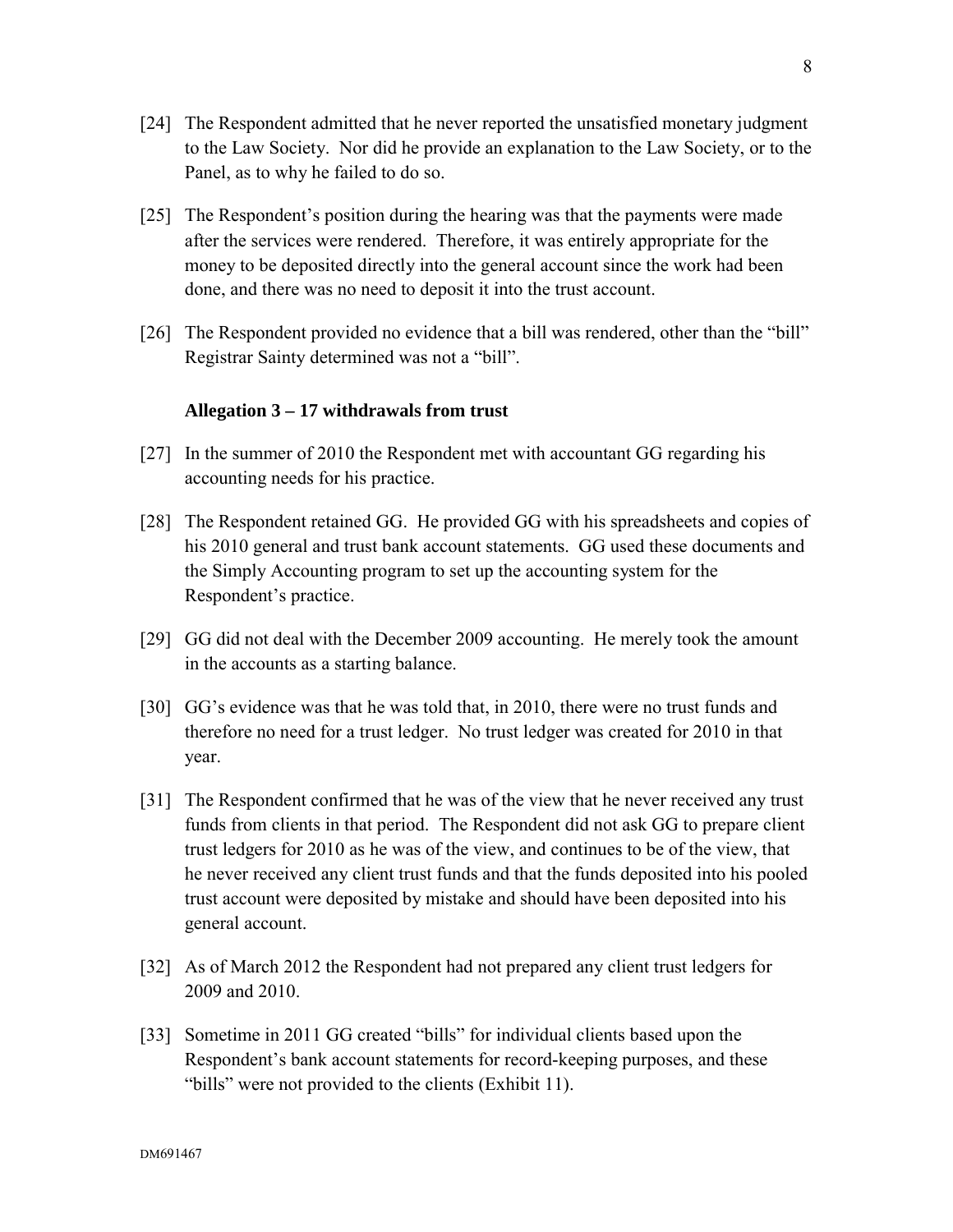[24] The Respondent admitted that he never reported the unsatisfied monetary judgment to the Law Society. Nor did he provide an explanation to the Law Society, or to the Panel, as to why he failed to do so.

[25] The Respondent's position during the hearing was that the payments were made after the services were rendered. Therefore, it was entirely appropriate for the money to be deposited directly into the general account since the work had been done, and there was no need to deposit it into the trust account.

[26] The Respondent provided no evidence that a bill was rendered, other than the "bill" Registrar Sainty determined was not a "bill".

**Allegation 3 – 17 withdrawals from trust**

[27] In the summer of 2010 the Respondent met with accountant GG regarding his accounting needs for his practice.

[28] The Respondent retained GG. He provided GG with his spreadsheets and copies of his 2010 general and trust bank account statements. GG used these documents and the Simply Accounting program to set up the accounting system for the Respondent's practice.

[29] GG did not deal with the December 2009 accounting. He merely took the amount in the accounts as a starting balance.

[30] GG's evidence was that he was told that, in 2010, there were no trust funds and therefore no need for a trust ledger. No trust ledger was created for 2010 in that year.

[31] The Respondent confirmed that he was of the view that he never received any trust funds from clients in that period. The Respondent did not ask GG to prepare client trust ledgers for 2010 as he was of the view, and continues to be of the view, that he never received any client trust funds and that the funds deposited into his pooled trust account were deposited by mistake and should have been deposited into his general account.

[32] As of March 2012 the Respondent had not prepared any client trust ledgers for 2009 and 2010.

[33] Sometime in 2011 GG created "bills" for individual clients based upon the Respondent's bank account statements for record-keeping purposes, and these "bills" were not provided to the clients (Exhibit 11).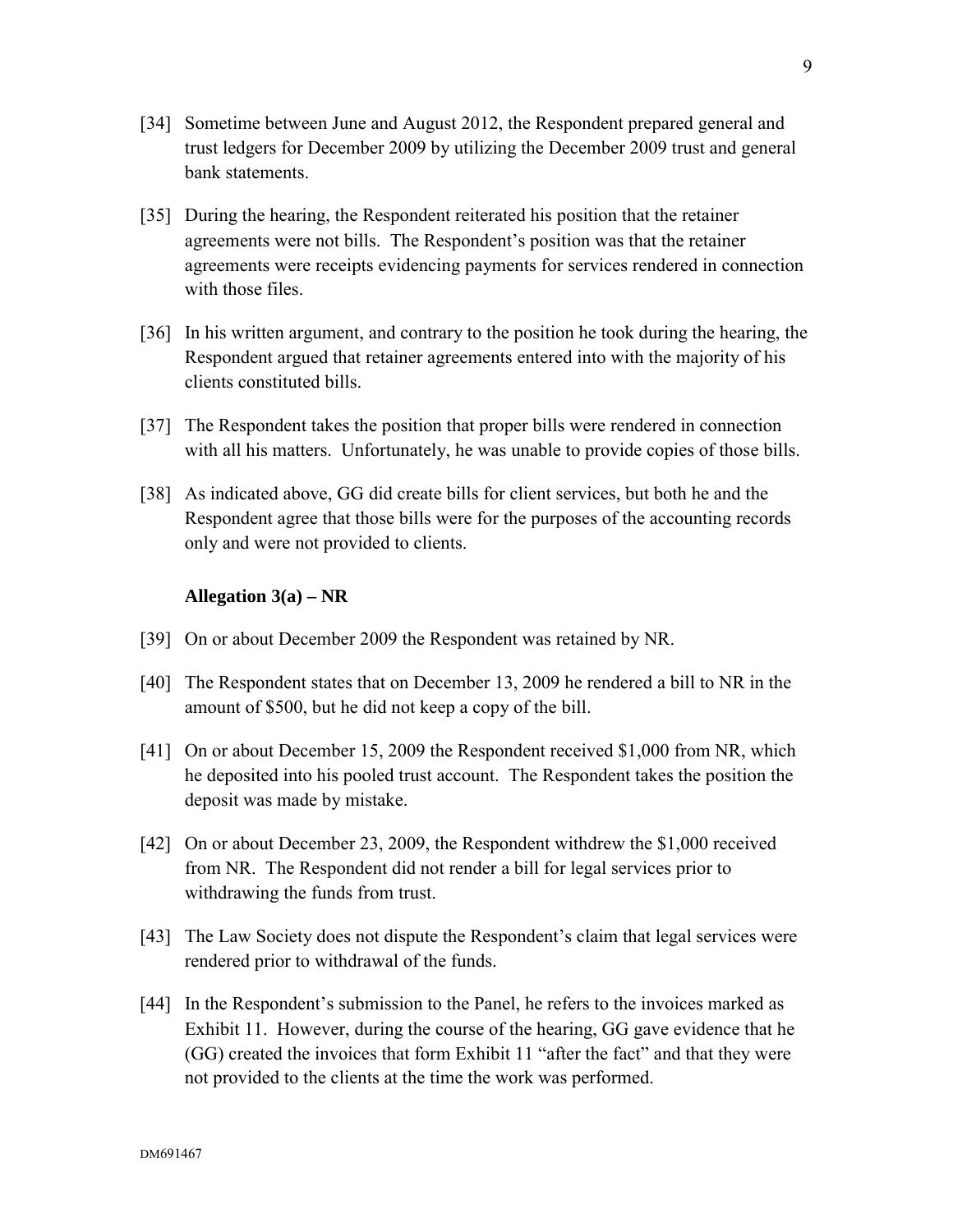[34] Sometime between June and August 2012, the Respondent prepared general and trust ledgers for December 2009 by utilizing the December 2009 trust and general bank statements.

[35] During the hearing, the Respondent reiterated his position that the retainer agreements were not bills. The Respondent's position was that the retainer agreements were receipts evidencing payments for services rendered in connection with those files.

[36] In his written argument, and contrary to the position he took during the hearing, the Respondent argued that retainer agreements entered into with the majority of his clients constituted bills.

[37] The Respondent takes the position that proper bills were rendered in connection with all his matters. Unfortunately, he was unable to provide copies of those bills.

[38] As indicated above, GG did create bills for client services, but both he and the Respondent agree that those bills were for the purposes of the accounting records only and were not provided to clients.

**Allegation 3(a) – NR**

[39] On or about December 2009 the Respondent was retained by NR.

[40] The Respondent states that on December 13, 2009 he rendered a bill to NR in the amount of $500, but he did not keep a copy of the bill.

[41] On or about December 15, 2009 the Respondent received $1,000 from NR, which he deposited into his pooled trust account. The Respondent takes the position the deposit was made by mistake.

[42] On or about December 23, 2009, the Respondent withdrew the $1,000 received from NR. The Respondent did not render a bill for legal services prior to withdrawing the funds from trust.

[43] The Law Society does not dispute the Respondent's claim that legal services were rendered prior to withdrawal of the funds.

[44] In the Respondent's submission to the Panel, he refers to the invoices marked as Exhibit 11. However, during the course of the hearing, GG gave evidence that he (GG) created the invoices that form Exhibit 11 "after the fact" and that they were not provided to the clients at the time the work was performed.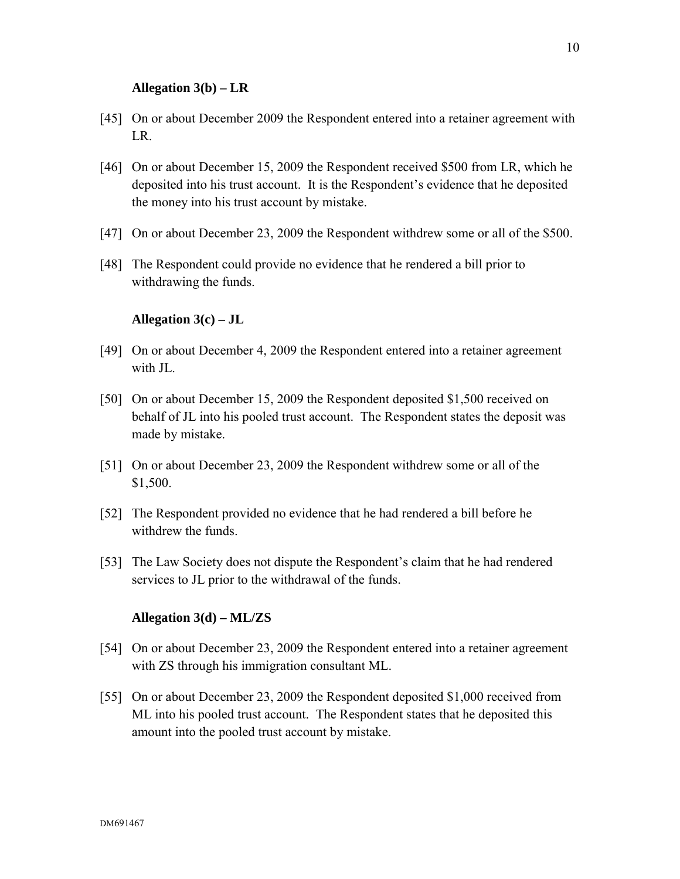**Allegation 3(b) – LR**

[45] On or about December 2009 the Respondent entered into a retainer agreement with LR.

[46] On or about December 15, 2009 the Respondent received $500 from LR, which he deposited into his trust account. It is the Respondent's evidence that he deposited the money into his trust account by mistake.

[47] On or about December 23, 2009 the Respondent withdrew some or all of the $500.

[48] The Respondent could provide no evidence that he rendered a bill prior to withdrawing the funds.

**Allegation 3(c) – JL**

[49] On or about December 4, 2009 the Respondent entered into a retainer agreement with JL.

[50] On or about December 15, 2009 the Respondent deposited $1,500 received on behalf of JL into his pooled trust account. The Respondent states the deposit was made by mistake.

[51] On or about December 23, 2009 the Respondent withdrew some or all of the $1,500.

[52] The Respondent provided no evidence that he had rendered a bill before he withdrew the funds.

[53] The Law Society does not dispute the Respondent's claim that he had rendered services to JL prior to the withdrawal of the funds.

**Allegation 3(d) – ML/ZS**

[54] On or about December 23, 2009 the Respondent entered into a retainer agreement with ZS through his immigration consultant ML.

[55] On or about December 23, 2009 the Respondent deposited $1,000 received from ML into his pooled trust account. The Respondent states that he deposited this amount into the pooled trust account by mistake.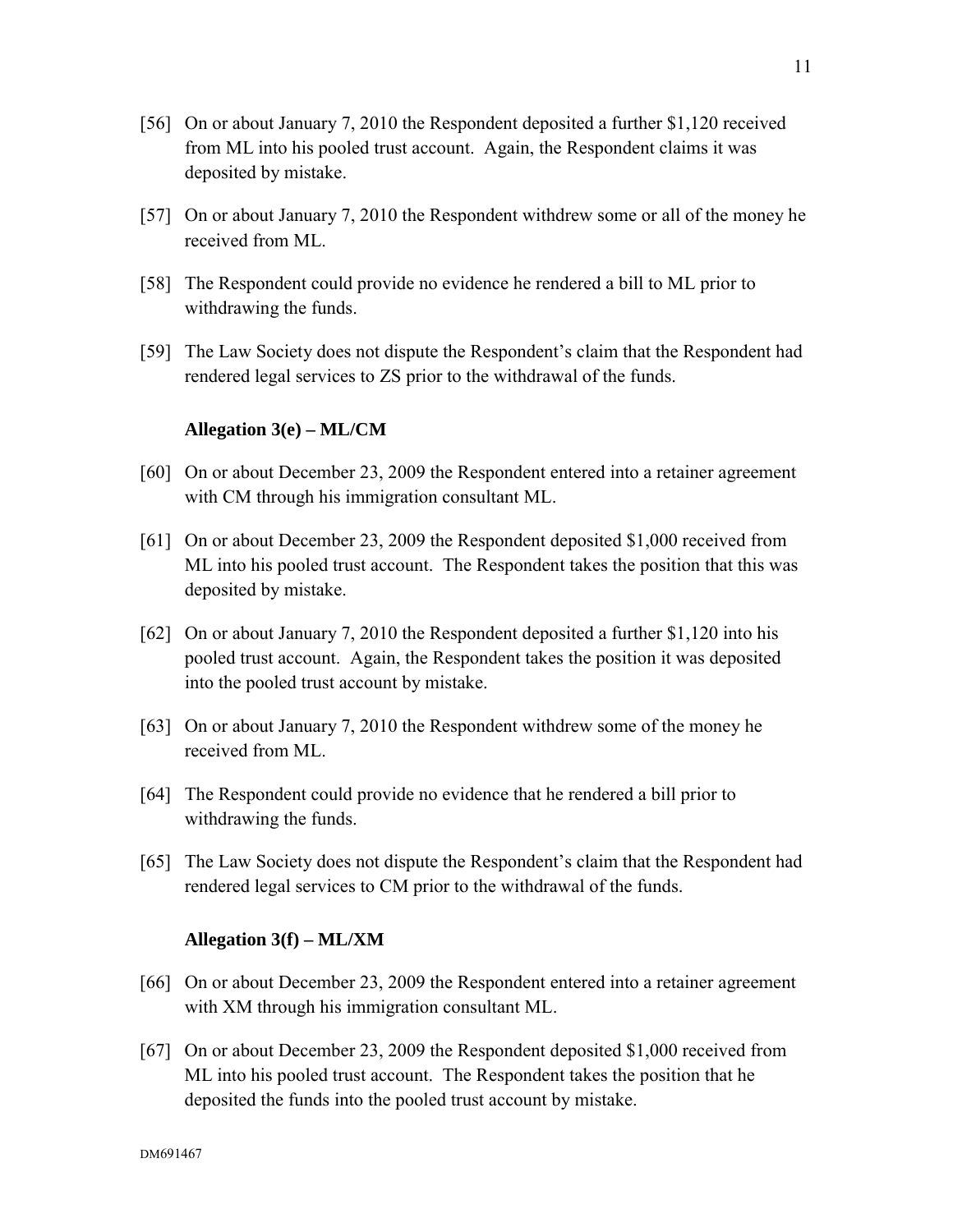[56] On or about January 7, 2010 the Respondent deposited a further $1,120 received from ML into his pooled trust account. Again, the Respondent claims it was deposited by mistake.

[57] On or about January 7, 2010 the Respondent withdrew some or all of the money he received from ML.

[58] The Respondent could provide no evidence he rendered a bill to ML prior to withdrawing the funds.

[59] The Law Society does not dispute the Respondent's claim that the Respondent had rendered legal services to ZS prior to the withdrawal of the funds.

**Allegation 3(e) – ML/CM**

[60] On or about December 23, 2009 the Respondent entered into a retainer agreement with CM through his immigration consultant ML.

[61] On or about December 23, 2009 the Respondent deposited $1,000 received from ML into his pooled trust account. The Respondent takes the position that this was deposited by mistake.

[62] On or about January 7, 2010 the Respondent deposited a further $1,120 into his pooled trust account. Again, the Respondent takes the position it was deposited into the pooled trust account by mistake.

[63] On or about January 7, 2010 the Respondent withdrew some of the money he received from ML.

[64] The Respondent could provide no evidence that he rendered a bill prior to withdrawing the funds.

[65] The Law Society does not dispute the Respondent's claim that the Respondent had rendered legal services to CM prior to the withdrawal of the funds.

**Allegation 3(f) – ML/XM**

[66] On or about December 23, 2009 the Respondent entered into a retainer agreement with XM through his immigration consultant ML.

[67] On or about December 23, 2009 the Respondent deposited $1,000 received from ML into his pooled trust account. The Respondent takes the position that he deposited the funds into the pooled trust account by mistake.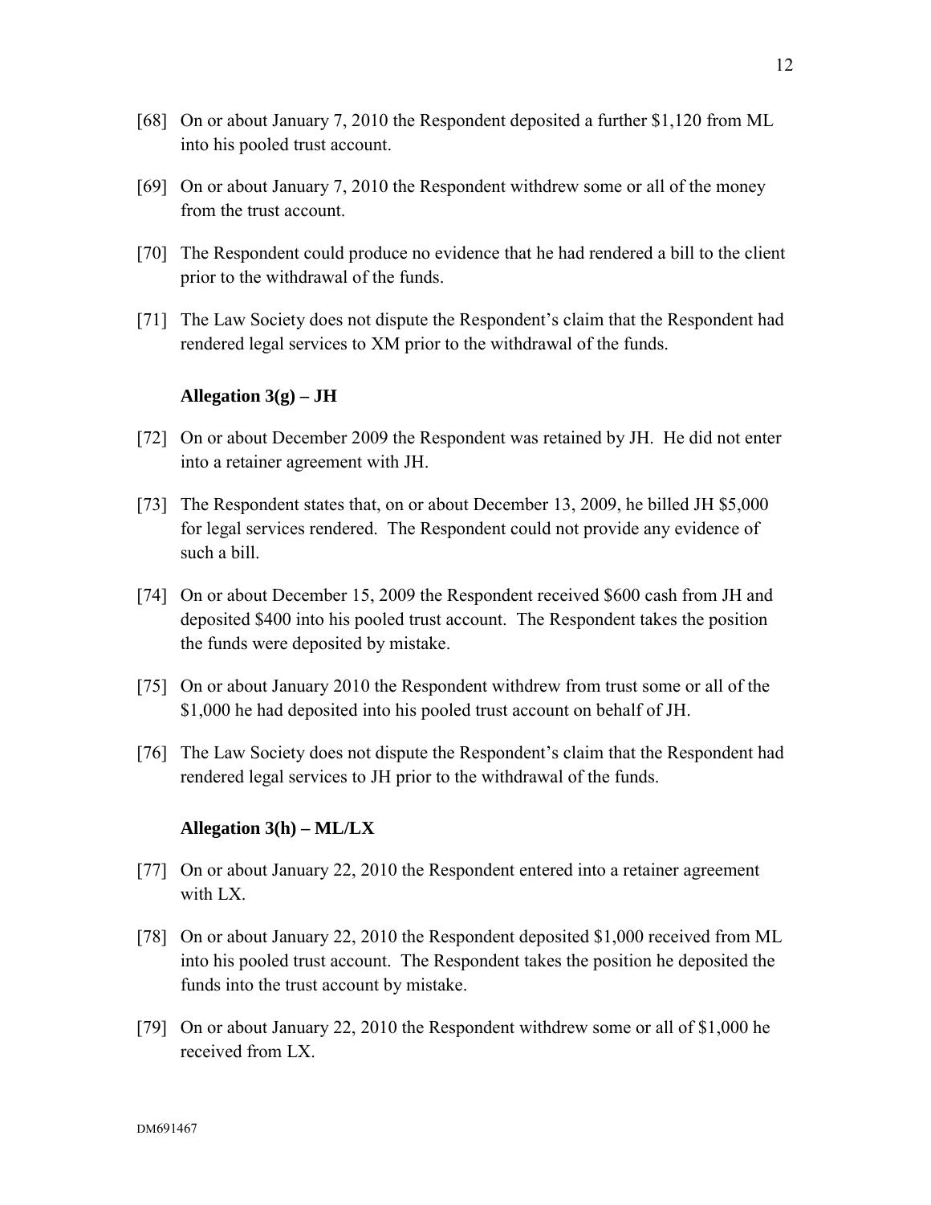[68] On or about January 7, 2010 the Respondent deposited a further $1,120 from ML into his pooled trust account.

[69] On or about January 7, 2010 the Respondent withdrew some or all of the money from the trust account.

[70] The Respondent could produce no evidence that he had rendered a bill to the client prior to the withdrawal of the funds.

[71] The Law Society does not dispute the Respondent's claim that the Respondent had rendered legal services to XM prior to the withdrawal of the funds.

### Allegation 3(g) – JH

[72] On or about December 2009 the Respondent was retained by JH. He did not enter into a retainer agreement with JH.

[73] The Respondent states that, on or about December 13, 2009, he billed JH $5,000 for legal services rendered. The Respondent could not provide any evidence of such a bill.

[74] On or about December 15, 2009 the Respondent received $600 cash from JH and deposited $400 into his pooled trust account. The Respondent takes the position the funds were deposited by mistake.

[75] On or about January 2010 the Respondent withdrew from trust some or all of the $1,000 he had deposited into his pooled trust account on behalf of JH.

[76] The Law Society does not dispute the Respondent's claim that the Respondent had rendered legal services to JH prior to the withdrawal of the funds.

### Allegation 3(h) – ML/LX

[77] On or about January 22, 2010 the Respondent entered into a retainer agreement with LX.

[78] On or about January 22, 2010 the Respondent deposited $1,000 received from ML into his pooled trust account. The Respondent takes the position he deposited the funds into the trust account by mistake.

[79] On or about January 22, 2010 the Respondent withdrew some or all of $1,000 he received from LX.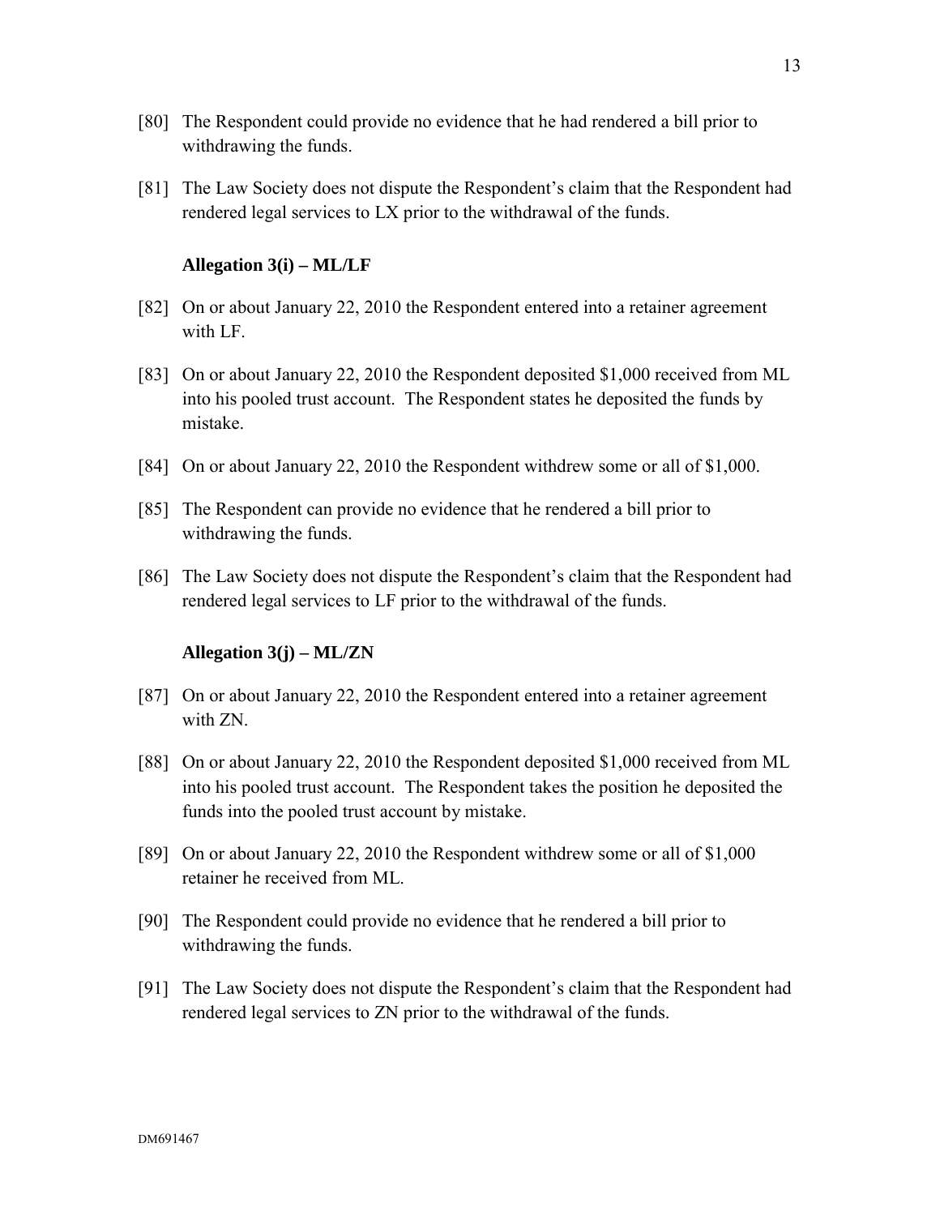[80] The Respondent could provide no evidence that he had rendered a bill prior to withdrawing the funds.

[81] The Law Society does not dispute the Respondent's claim that the Respondent had rendered legal services to LX prior to the withdrawal of the funds.

**Allegation 3(i) – ML/LF**

[82] On or about January 22, 2010 the Respondent entered into a retainer agreement with LF.

[83] On or about January 22, 2010 the Respondent deposited $1,000 received from ML into his pooled trust account. The Respondent states he deposited the funds by mistake.

[84] On or about January 22, 2010 the Respondent withdrew some or all of $1,000.

[85] The Respondent can provide no evidence that he rendered a bill prior to withdrawing the funds.

[86] The Law Society does not dispute the Respondent's claim that the Respondent had rendered legal services to LF prior to the withdrawal of the funds.

**Allegation 3(j) – ML/ZN**

[87] On or about January 22, 2010 the Respondent entered into a retainer agreement with ZN.

[88] On or about January 22, 2010 the Respondent deposited $1,000 received from ML into his pooled trust account. The Respondent takes the position he deposited the funds into the pooled trust account by mistake.

[89] On or about January 22, 2010 the Respondent withdrew some or all of $1,000 retainer he received from ML.

[90] The Respondent could provide no evidence that he rendered a bill prior to withdrawing the funds.

[91] The Law Society does not dispute the Respondent's claim that the Respondent had rendered legal services to ZN prior to the withdrawal of the funds.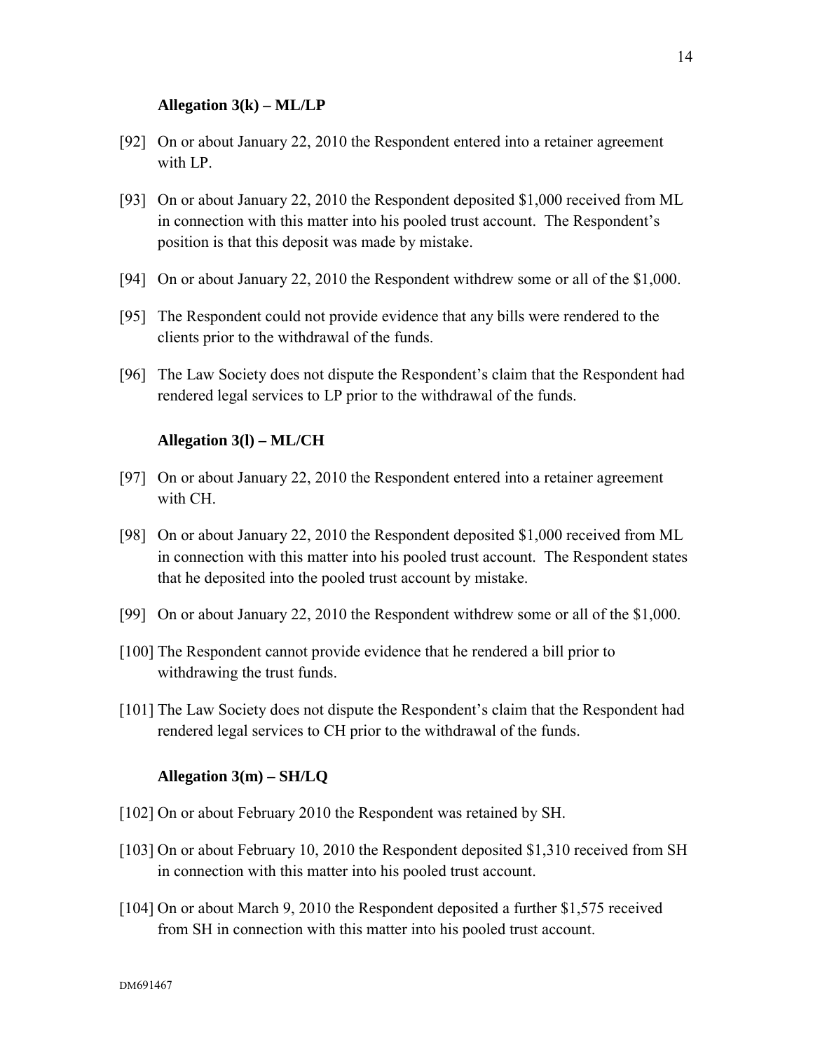**Allegation 3(k) – ML/LP**

[92] On or about January 22, 2010 the Respondent entered into a retainer agreement with LP.

[93] On or about January 22, 2010 the Respondent deposited $1,000 received from ML in connection with this matter into his pooled trust account. The Respondent's position is that this deposit was made by mistake.

[94] On or about January 22, 2010 the Respondent withdrew some or all of the $1,000.

[95] The Respondent could not provide evidence that any bills were rendered to the clients prior to the withdrawal of the funds.

[96] The Law Society does not dispute the Respondent's claim that the Respondent had rendered legal services to LP prior to the withdrawal of the funds.

**Allegation 3(l) – ML/CH**

[97] On or about January 22, 2010 the Respondent entered into a retainer agreement with CH.

[98] On or about January 22, 2010 the Respondent deposited $1,000 received from ML in connection with this matter into his pooled trust account. The Respondent states that he deposited into the pooled trust account by mistake.

[99] On or about January 22, 2010 the Respondent withdrew some or all of the $1,000.

[100] The Respondent cannot provide evidence that he rendered a bill prior to withdrawing the trust funds.

[101] The Law Society does not dispute the Respondent's claim that the Respondent had rendered legal services to CH prior to the withdrawal of the funds.

**Allegation 3(m) – SH/LQ**

[102] On or about February 2010 the Respondent was retained by SH.

[103] On or about February 10, 2010 the Respondent deposited $1,310 received from SH in connection with this matter into his pooled trust account.

[104] On or about March 9, 2010 the Respondent deposited a further $1,575 received from SH in connection with this matter into his pooled trust account.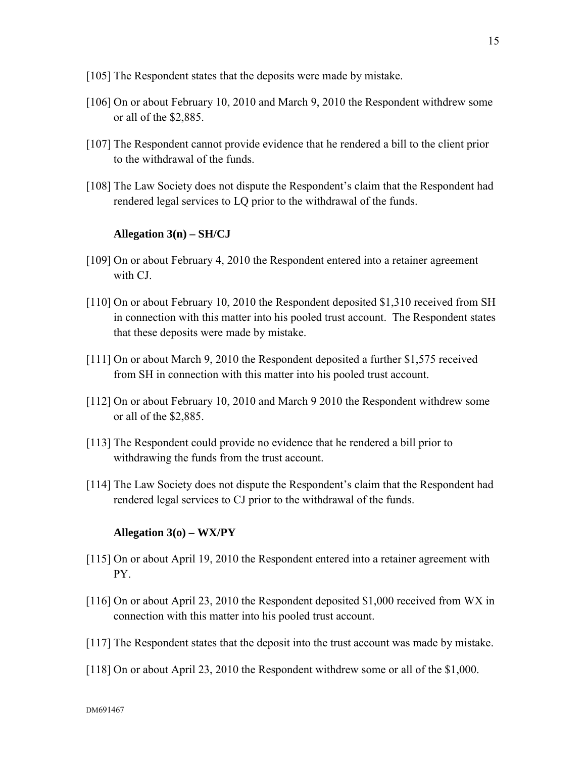[105] The Respondent states that the deposits were made by mistake.

[106] On or about February 10, 2010 and March 9, 2010 the Respondent withdrew some or all of the $2,885.

[107] The Respondent cannot provide evidence that he rendered a bill to the client prior to the withdrawal of the funds.

[108] The Law Society does not dispute the Respondent's claim that the Respondent had rendered legal services to LQ prior to the withdrawal of the funds.

**Allegation 3(n) – SH/CJ**

[109] On or about February 4, 2010 the Respondent entered into a retainer agreement with CJ.

[110] On or about February 10, 2010 the Respondent deposited $1,310 received from SH in connection with this matter into his pooled trust account. The Respondent states that these deposits were made by mistake.

[111] On or about March 9, 2010 the Respondent deposited a further $1,575 received from SH in connection with this matter into his pooled trust account.

[112] On or about February 10, 2010 and March 9 2010 the Respondent withdrew some or all of the $2,885.

[113] The Respondent could provide no evidence that he rendered a bill prior to withdrawing the funds from the trust account.

[114] The Law Society does not dispute the Respondent's claim that the Respondent had rendered legal services to CJ prior to the withdrawal of the funds.

**Allegation 3(o) – WX/PY**

[115] On or about April 19, 2010 the Respondent entered into a retainer agreement with PY.

[116] On or about April 23, 2010 the Respondent deposited $1,000 received from WX in connection with this matter into his pooled trust account.

[117] The Respondent states that the deposit into the trust account was made by mistake.

[118] On or about April 23, 2010 the Respondent withdrew some or all of the $1,000.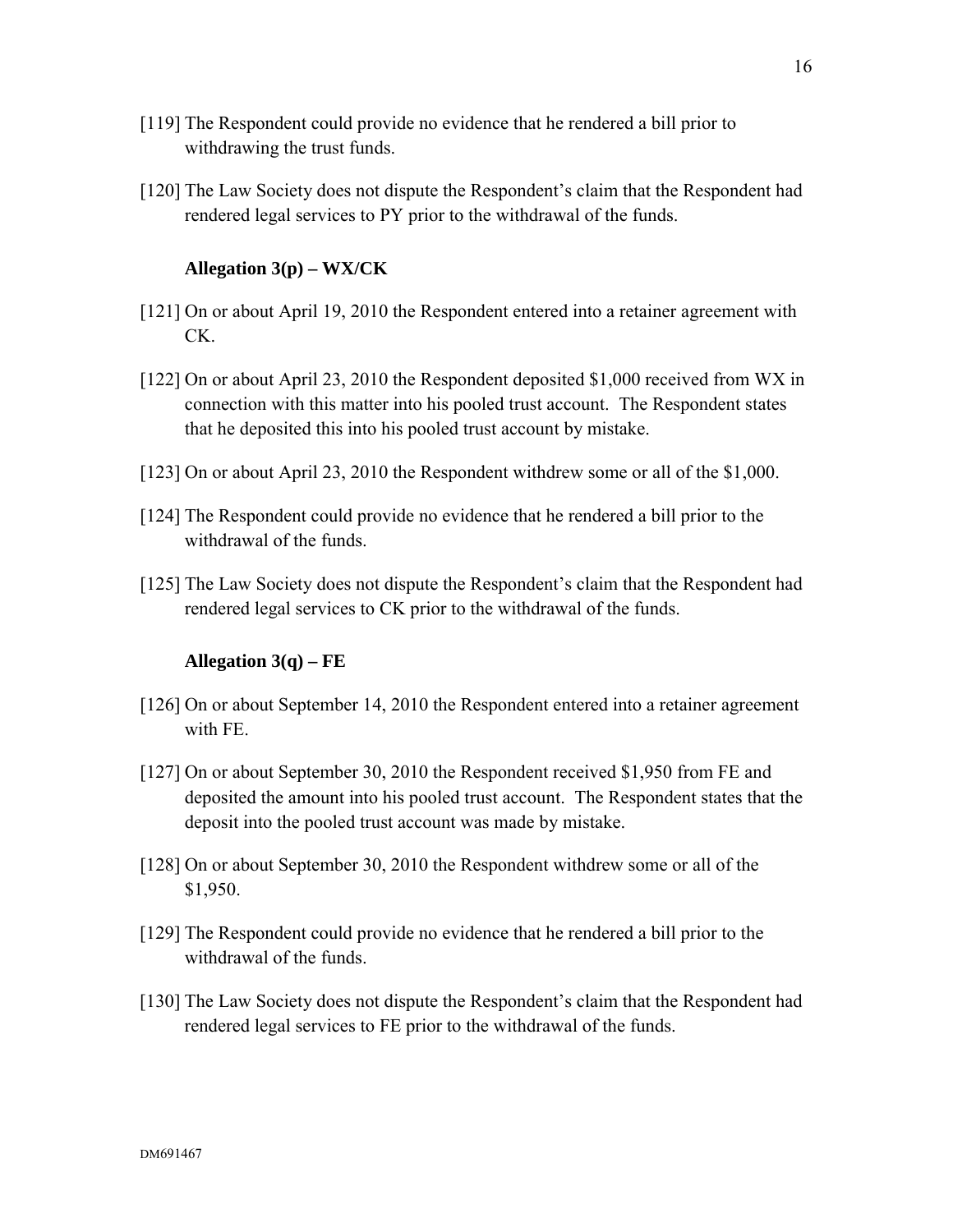[119] The Respondent could provide no evidence that he rendered a bill prior to withdrawing the trust funds.

[120] The Law Society does not dispute the Respondent's claim that the Respondent had rendered legal services to PY prior to the withdrawal of the funds.

**Allegation 3(p) – WX/CK**

[121] On or about April 19, 2010 the Respondent entered into a retainer agreement with CK.

[122] On or about April 23, 2010 the Respondent deposited $1,000 received from WX in connection with this matter into his pooled trust account. The Respondent states that he deposited this into his pooled trust account by mistake.

[123] On or about April 23, 2010 the Respondent withdrew some or all of the $1,000.

[124] The Respondent could provide no evidence that he rendered a bill prior to the withdrawal of the funds.

[125] The Law Society does not dispute the Respondent's claim that the Respondent had rendered legal services to CK prior to the withdrawal of the funds.

**Allegation 3(q) – FE**

[126] On or about September 14, 2010 the Respondent entered into a retainer agreement with FE.

[127] On or about September 30, 2010 the Respondent received $1,950 from FE and deposited the amount into his pooled trust account. The Respondent states that the deposit into the pooled trust account was made by mistake.

[128] On or about September 30, 2010 the Respondent withdrew some or all of the $1,950.

[129] The Respondent could provide no evidence that he rendered a bill prior to the withdrawal of the funds.

[130] The Law Society does not dispute the Respondent's claim that the Respondent had rendered legal services to FE prior to the withdrawal of the funds.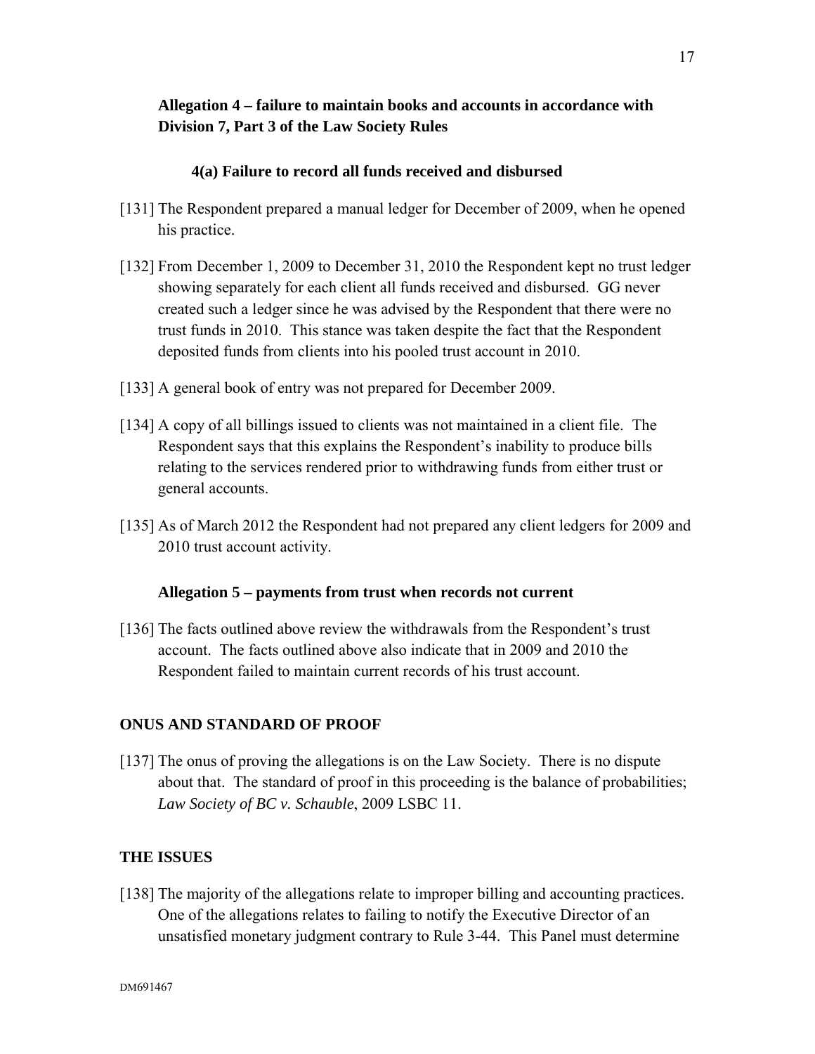**Allegation 4 – failure to maintain books and accounts in accordance with Division 7, Part 3 of the Law Society Rules**

**4(a) Failure to record all funds received and disbursed**

[131] The Respondent prepared a manual ledger for December of 2009, when he opened his practice.

[132] From December 1, 2009 to December 31, 2010 the Respondent kept no trust ledger showing separately for each client all funds received and disbursed. GG never created such a ledger since he was advised by the Respondent that there were no trust funds in 2010. This stance was taken despite the fact that the Respondent deposited funds from clients into his pooled trust account in 2010.

[133] A general book of entry was not prepared for December 2009.

[134] A copy of all billings issued to clients was not maintained in a client file. The Respondent says that this explains the Respondent's inability to produce bills relating to the services rendered prior to withdrawing funds from either trust or general accounts.

[135] As of March 2012 the Respondent had not prepared any client ledgers for 2009 and 2010 trust account activity.

**Allegation 5 – payments from trust when records not current**

[136] The facts outlined above review the withdrawals from the Respondent's trust account. The facts outlined above also indicate that in 2009 and 2010 the Respondent failed to maintain current records of his trust account.

## ONUS AND STANDARD OF PROOF

[137] The onus of proving the allegations is on the Law Society. There is no dispute about that. The standard of proof in this proceeding is the balance of probabilities; *Law Society of BC v. Schauble*, 2009 LSBC 11.

## THE ISSUES

[138] The majority of the allegations relate to improper billing and accounting practices. One of the allegations relates to failing to notify the Executive Director of an unsatisfied monetary judgment contrary to Rule 3-44. This Panel must determine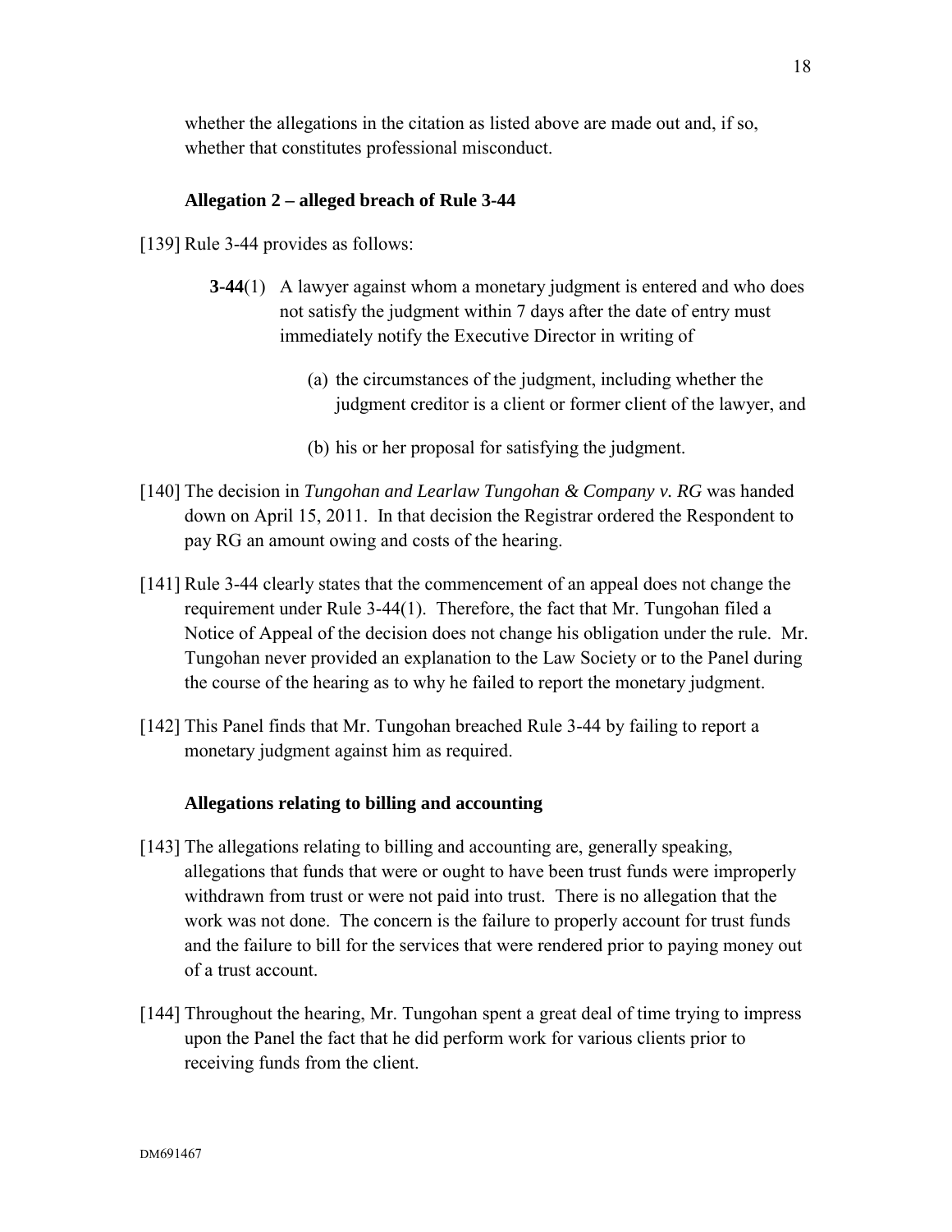whether the allegations in the citation as listed above are made out and, if so, whether that constitutes professional misconduct.

### Allegation 2 – alleged breach of Rule 3-44

[139] Rule 3-44 provides as follows:

> **3-44**(1) A lawyer against whom a monetary judgment is entered and who does not satisfy the judgment within 7 days after the date of entry must immediately notify the Executive Director in writing of
>
> (a) the circumstances of the judgment, including whether the judgment creditor is a client or former client of the lawyer, and
>
> (b) his or her proposal for satisfying the judgment.

[140] The decision in *Tungohan and Learlaw Tungohan & Company v. RG* was handed down on April 15, 2011. In that decision the Registrar ordered the Respondent to pay RG an amount owing and costs of the hearing.

[141] Rule 3-44 clearly states that the commencement of an appeal does not change the requirement under Rule 3-44(1). Therefore, the fact that Mr. Tungohan filed a Notice of Appeal of the decision does not change his obligation under the rule. Mr. Tungohan never provided an explanation to the Law Society or to the Panel during the course of the hearing as to why he failed to report the monetary judgment.

[142] This Panel finds that Mr. Tungohan breached Rule 3-44 by failing to report a monetary judgment against him as required.

### Allegations relating to billing and accounting

[143] The allegations relating to billing and accounting are, generally speaking, allegations that funds that were or ought to have been trust funds were improperly withdrawn from trust or were not paid into trust. There is no allegation that the work was not done. The concern is the failure to properly account for trust funds and the failure to bill for the services that were rendered prior to paying money out of a trust account.

[144] Throughout the hearing, Mr. Tungohan spent a great deal of time trying to impress upon the Panel the fact that he did perform work for various clients prior to receiving funds from the client.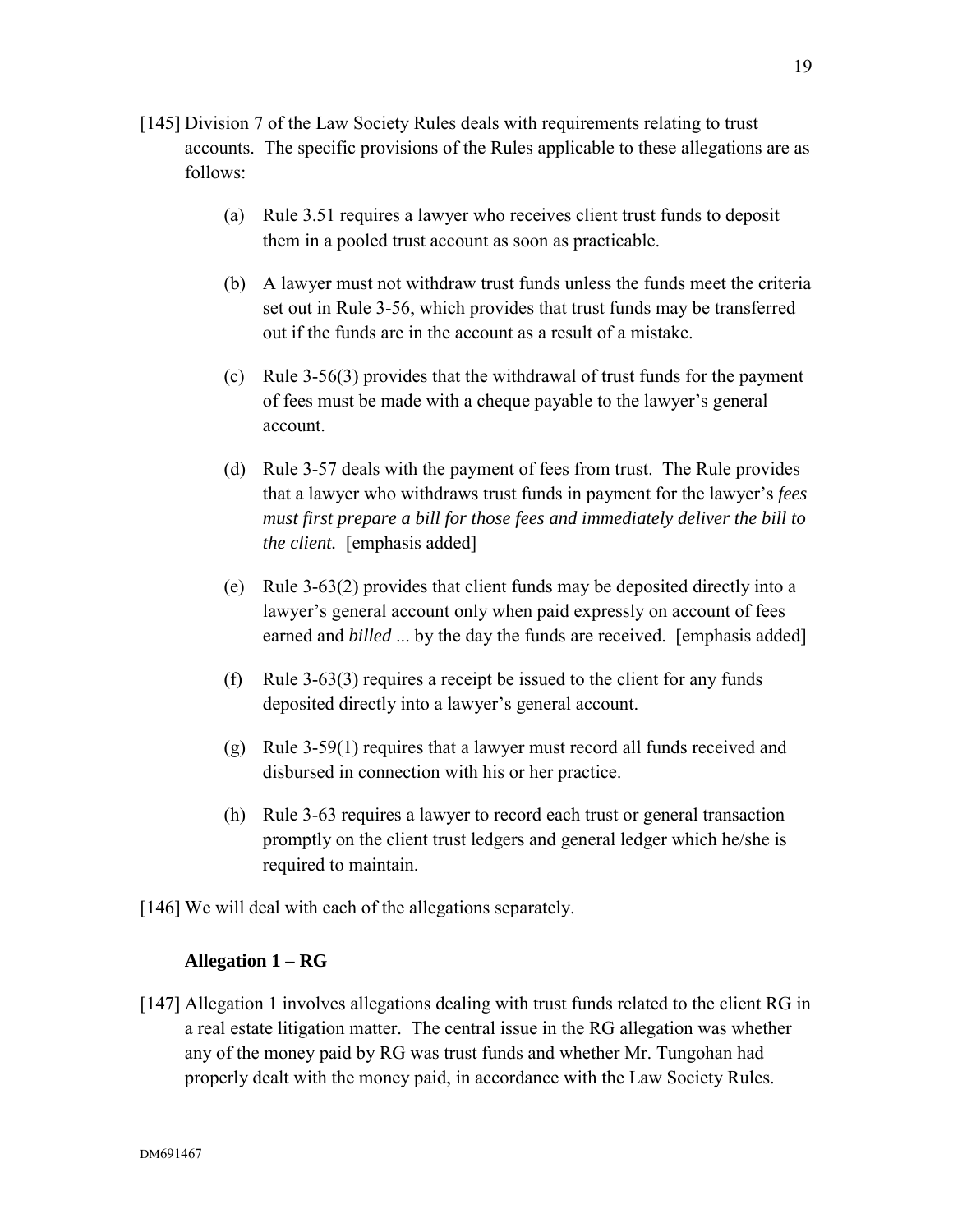[145] Division 7 of the Law Society Rules deals with requirements relating to trust accounts. The specific provisions of the Rules applicable to these allegations are as follows:

(a) Rule 3.51 requires a lawyer who receives client trust funds to deposit them in a pooled trust account as soon as practicable.

(b) A lawyer must not withdraw trust funds unless the funds meet the criteria set out in Rule 3-56, which provides that trust funds may be transferred out if the funds are in the account as a result of a mistake.

(c) Rule 3-56(3) provides that the withdrawal of trust funds for the payment of fees must be made with a cheque payable to the lawyer's general account.

(d) Rule 3-57 deals with the payment of fees from trust. The Rule provides that a lawyer who withdraws trust funds in payment for the lawyer's *fees must first prepare a bill for those fees and immediately deliver the bill to the client.* [emphasis added]

(e) Rule 3-63(2) provides that client funds may be deposited directly into a lawyer's general account only when paid expressly on account of fees earned and *billed* ... by the day the funds are received. [emphasis added]

(f) Rule 3-63(3) requires a receipt be issued to the client for any funds deposited directly into a lawyer's general account.

(g) Rule 3-59(1) requires that a lawyer must record all funds received and disbursed in connection with his or her practice.

(h) Rule 3-63 requires a lawyer to record each trust or general transaction promptly on the client trust ledgers and general ledger which he/she is required to maintain.

[146] We will deal with each of the allegations separately.

### Allegation 1 – RG

[147] Allegation 1 involves allegations dealing with trust funds related to the client RG in a real estate litigation matter. The central issue in the RG allegation was whether any of the money paid by RG was trust funds and whether Mr. Tungohan had properly dealt with the money paid, in accordance with the Law Society Rules.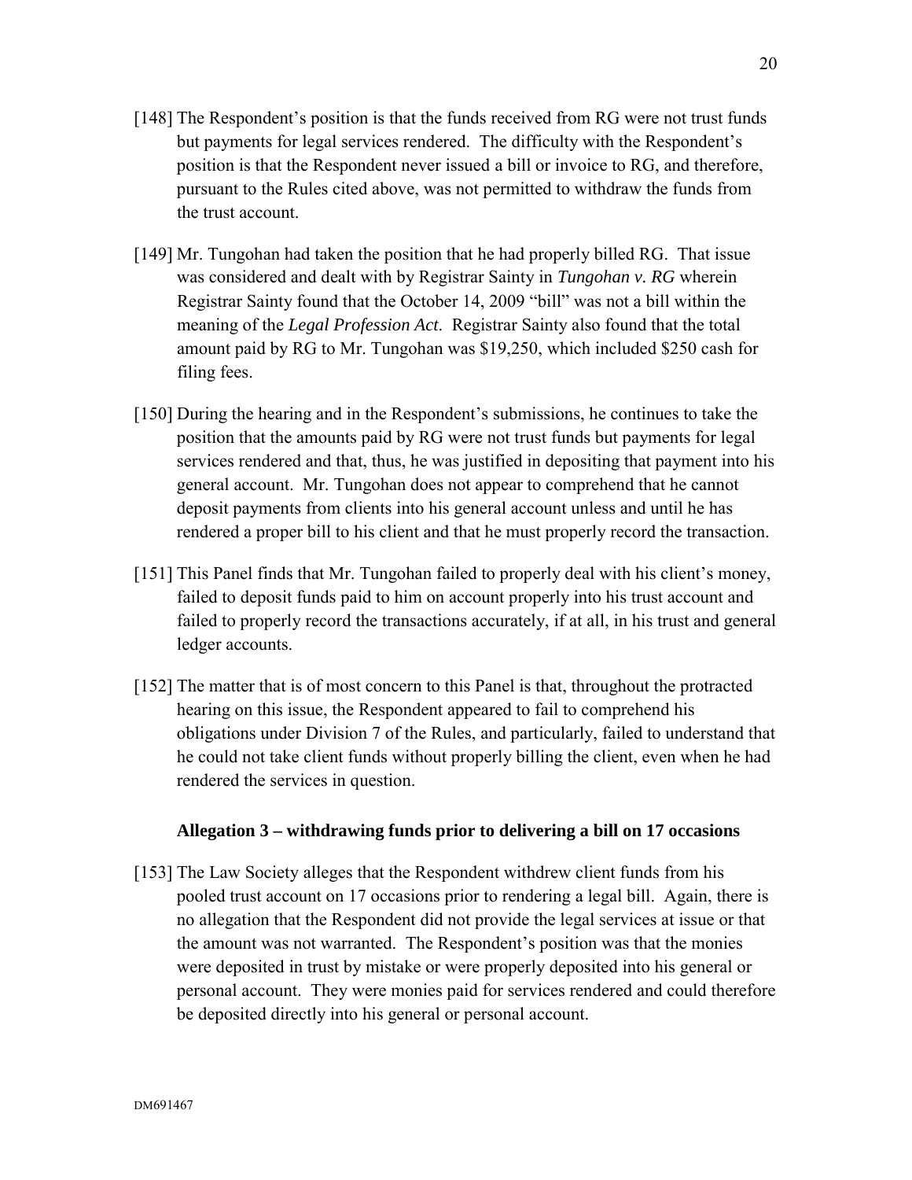[148] The Respondent's position is that the funds received from RG were not trust funds but payments for legal services rendered. The difficulty with the Respondent's position is that the Respondent never issued a bill or invoice to RG, and therefore, pursuant to the Rules cited above, was not permitted to withdraw the funds from the trust account.

[149] Mr. Tungohan had taken the position that he had properly billed RG. That issue was considered and dealt with by Registrar Sainty in *Tungohan v. RG* wherein Registrar Sainty found that the October 14, 2009 "bill" was not a bill within the meaning of the *Legal Profession Act*. Registrar Sainty also found that the total amount paid by RG to Mr. Tungohan was $19,250, which included $250 cash for filing fees.

[150] During the hearing and in the Respondent's submissions, he continues to take the position that the amounts paid by RG were not trust funds but payments for legal services rendered and that, thus, he was justified in depositing that payment into his general account. Mr. Tungohan does not appear to comprehend that he cannot deposit payments from clients into his general account unless and until he has rendered a proper bill to his client and that he must properly record the transaction.

[151] This Panel finds that Mr. Tungohan failed to properly deal with his client's money, failed to deposit funds paid to him on account properly into his trust account and failed to properly record the transactions accurately, if at all, in his trust and general ledger accounts.

[152] The matter that is of most concern to this Panel is that, throughout the protracted hearing on this issue, the Respondent appeared to fail to comprehend his obligations under Division 7 of the Rules, and particularly, failed to understand that he could not take client funds without properly billing the client, even when he had rendered the services in question.

**Allegation 3 – withdrawing funds prior to delivering a bill on 17 occasions**

[153] The Law Society alleges that the Respondent withdrew client funds from his pooled trust account on 17 occasions prior to rendering a legal bill. Again, there is no allegation that the Respondent did not provide the legal services at issue or that the amount was not warranted. The Respondent's position was that the monies were deposited in trust by mistake or were properly deposited into his general or personal account. They were monies paid for services rendered and could therefore be deposited directly into his general or personal account.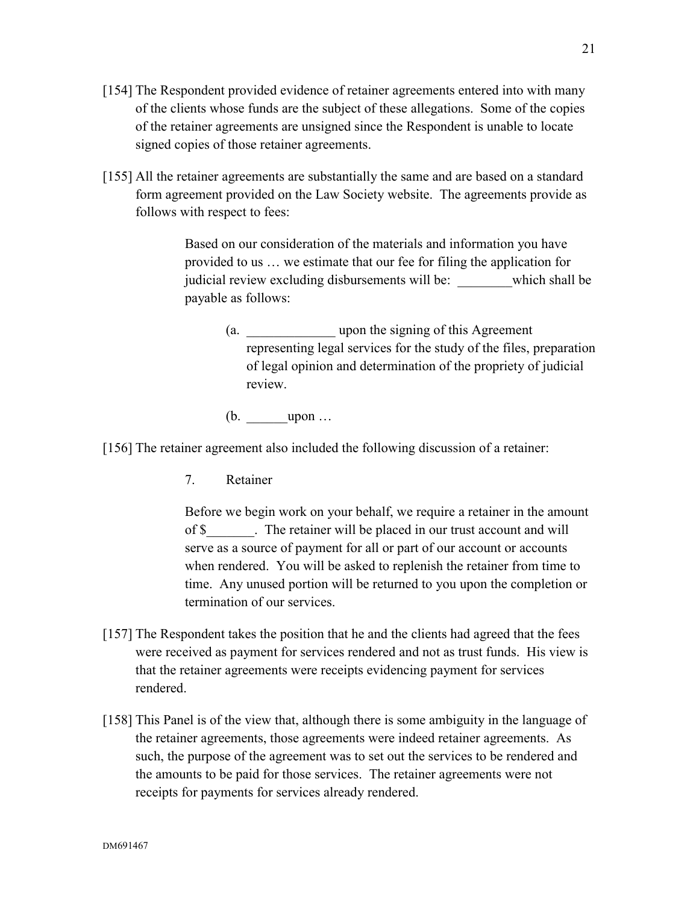[154] The Respondent provided evidence of retainer agreements entered into with many of the clients whose funds are the subject of these allegations. Some of the copies of the retainer agreements are unsigned since the Respondent is unable to locate signed copies of those retainer agreements.

[155] All the retainer agreements are substantially the same and are based on a standard form agreement provided on the Law Society website. The agreements provide as follows with respect to fees:

> Based on our consideration of the materials and information you have provided to us … we estimate that our fee for filing the application for judicial review excluding disbursements will be: ________which shall be payable as follows:
>
> > (a. _____________ upon the signing of this Agreement representing legal services for the study of the files, preparation of legal opinion and determination of the propriety of judicial review.
> >
> > (b. ______upon …

[156] The retainer agreement also included the following discussion of a retainer:

> 7. Retainer
>
> Before we begin work on your behalf, we require a retainer in the amount of $_______. The retainer will be placed in our trust account and will serve as a source of payment for all or part of our account or accounts when rendered. You will be asked to replenish the retainer from time to time. Any unused portion will be returned to you upon the completion or termination of our services.

[157] The Respondent takes the position that he and the clients had agreed that the fees were received as payment for services rendered and not as trust funds. His view is that the retainer agreements were receipts evidencing payment for services rendered.

[158] This Panel is of the view that, although there is some ambiguity in the language of the retainer agreements, those agreements were indeed retainer agreements. As such, the purpose of the agreement was to set out the services to be rendered and the amounts to be paid for those services. The retainer agreements were not receipts for payments for services already rendered.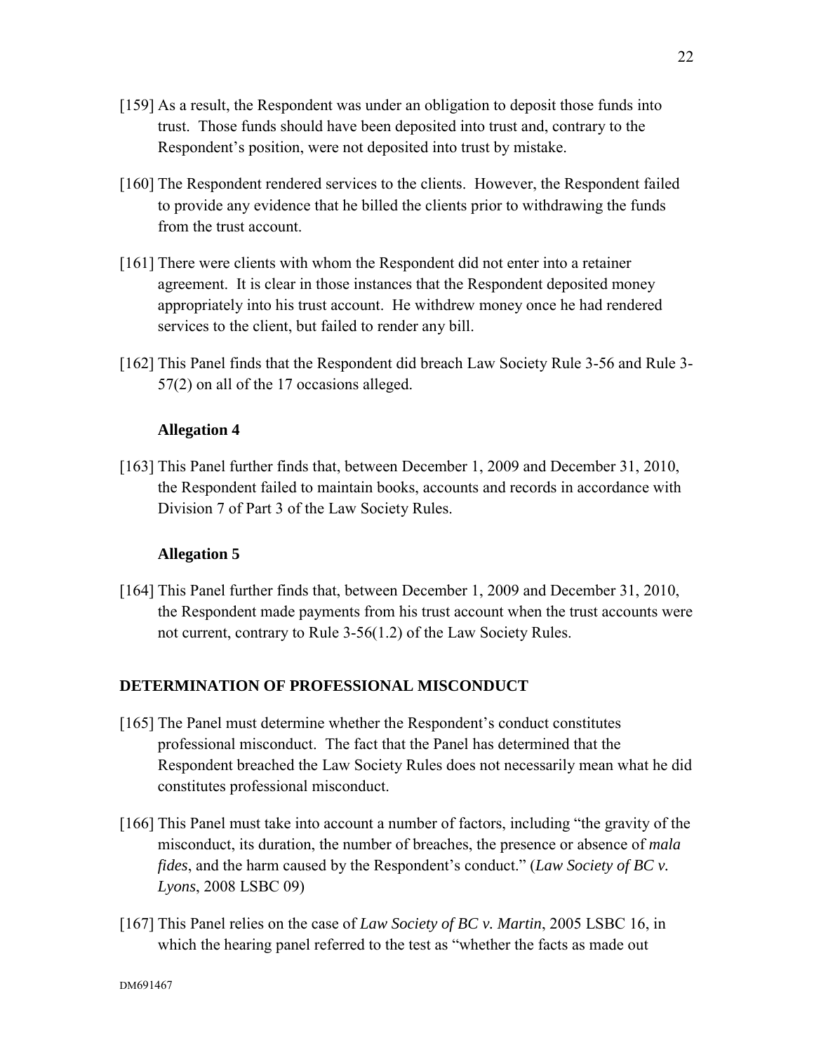[159] As a result, the Respondent was under an obligation to deposit those funds into trust. Those funds should have been deposited into trust and, contrary to the Respondent's position, were not deposited into trust by mistake.

[160] The Respondent rendered services to the clients. However, the Respondent failed to provide any evidence that he billed the clients prior to withdrawing the funds from the trust account.

[161] There were clients with whom the Respondent did not enter into a retainer agreement. It is clear in those instances that the Respondent deposited money appropriately into his trust account. He withdrew money once he had rendered services to the client, but failed to render any bill.

[162] This Panel finds that the Respondent did breach Law Society Rule 3-56 and Rule 3-57(2) on all of the 17 occasions alleged.

**Allegation 4**

[163] This Panel further finds that, between December 1, 2009 and December 31, 2010, the Respondent failed to maintain books, accounts and records in accordance with Division 7 of Part 3 of the Law Society Rules.

**Allegation 5**

[164] This Panel further finds that, between December 1, 2009 and December 31, 2010, the Respondent made payments from his trust account when the trust accounts were not current, contrary to Rule 3-56(1.2) of the Law Society Rules.

## DETERMINATION OF PROFESSIONAL MISCONDUCT

[165] The Panel must determine whether the Respondent's conduct constitutes professional misconduct. The fact that the Panel has determined that the Respondent breached the Law Society Rules does not necessarily mean what he did constitutes professional misconduct.

[166] This Panel must take into account a number of factors, including "the gravity of the misconduct, its duration, the number of breaches, the presence or absence of *mala fides*, and the harm caused by the Respondent's conduct." (*Law Society of BC v. Lyons*, 2008 LSBC 09)

[167] This Panel relies on the case of *Law Society of BC v. Martin*, 2005 LSBC 16, in which the hearing panel referred to the test as "whether the facts as made out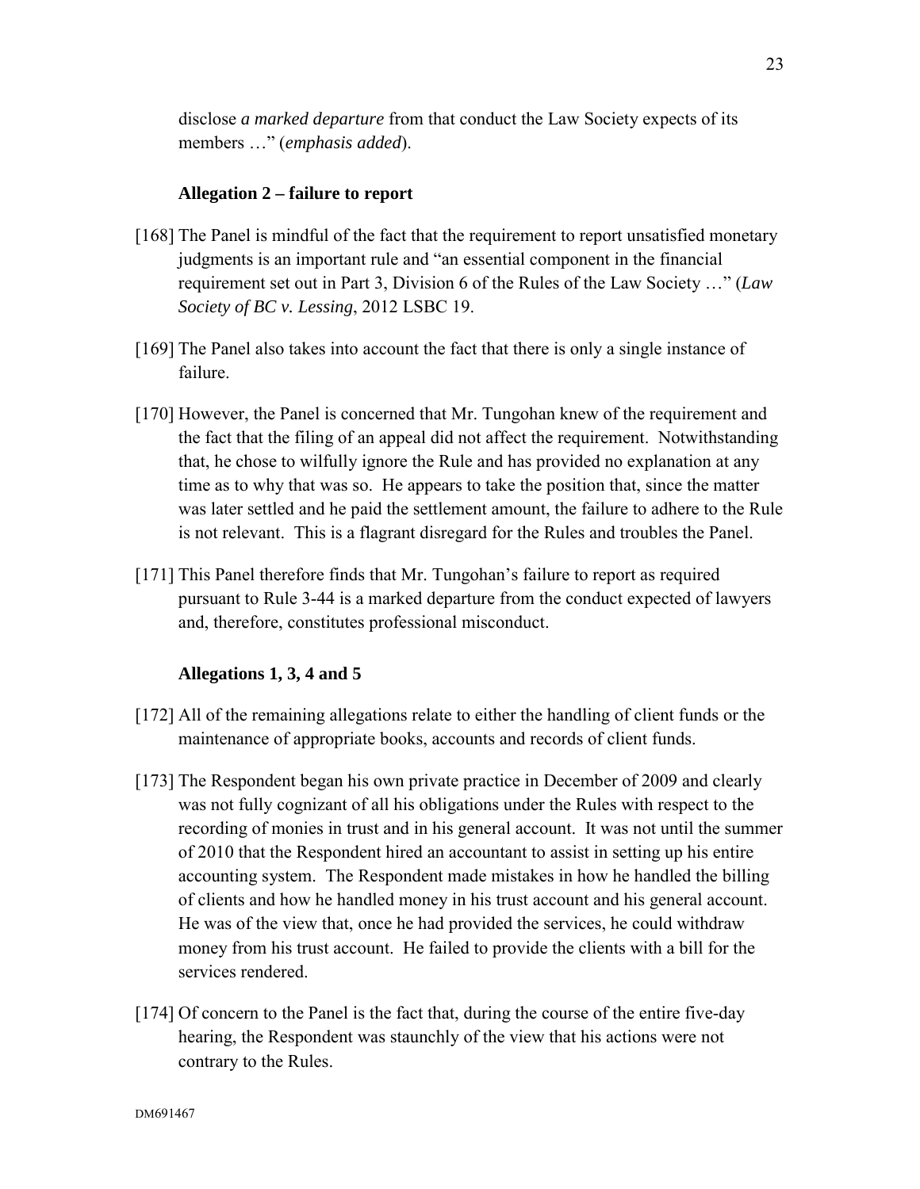disclose *a marked departure* from that conduct the Law Society expects of its members …" (*emphasis added*).

### Allegation 2 – failure to report

[168] The Panel is mindful of the fact that the requirement to report unsatisfied monetary judgments is an important rule and "an essential component in the financial requirement set out in Part 3, Division 6 of the Rules of the Law Society …" (*Law Society of BC v. Lessing*, 2012 LSBC 19.

[169] The Panel also takes into account the fact that there is only a single instance of failure.

[170] However, the Panel is concerned that Mr. Tungohan knew of the requirement and the fact that the filing of an appeal did not affect the requirement. Notwithstanding that, he chose to wilfully ignore the Rule and has provided no explanation at any time as to why that was so. He appears to take the position that, since the matter was later settled and he paid the settlement amount, the failure to adhere to the Rule is not relevant. This is a flagrant disregard for the Rules and troubles the Panel.

[171] This Panel therefore finds that Mr. Tungohan's failure to report as required pursuant to Rule 3-44 is a marked departure from the conduct expected of lawyers and, therefore, constitutes professional misconduct.

### Allegations 1, 3, 4 and 5

[172] All of the remaining allegations relate to either the handling of client funds or the maintenance of appropriate books, accounts and records of client funds.

[173] The Respondent began his own private practice in December of 2009 and clearly was not fully cognizant of all his obligations under the Rules with respect to the recording of monies in trust and in his general account. It was not until the summer of 2010 that the Respondent hired an accountant to assist in setting up his entire accounting system. The Respondent made mistakes in how he handled the billing of clients and how he handled money in his trust account and his general account. He was of the view that, once he had provided the services, he could withdraw money from his trust account. He failed to provide the clients with a bill for the services rendered.

[174] Of concern to the Panel is the fact that, during the course of the entire five-day hearing, the Respondent was staunchly of the view that his actions were not contrary to the Rules.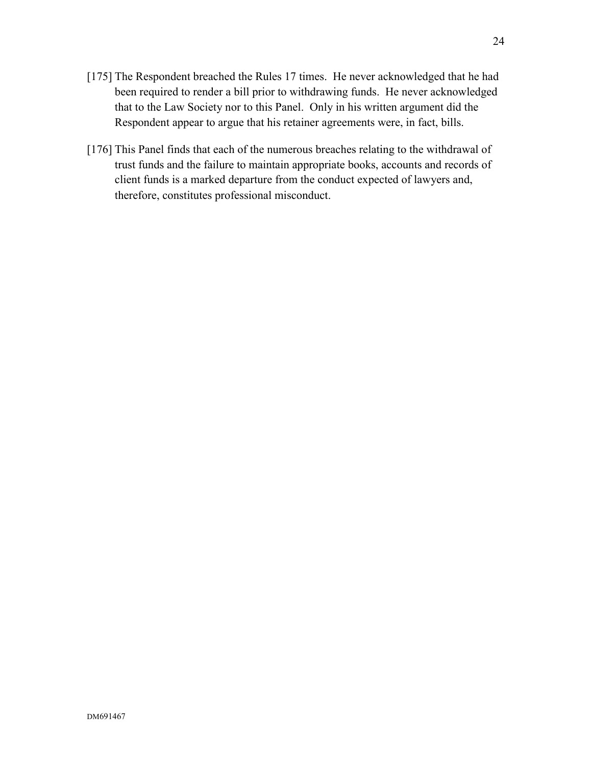[175] The Respondent breached the Rules 17 times. He never acknowledged that he had been required to render a bill prior to withdrawing funds. He never acknowledged that to the Law Society nor to this Panel. Only in his written argument did the Respondent appear to argue that his retainer agreements were, in fact, bills.

[176] This Panel finds that each of the numerous breaches relating to the withdrawal of trust funds and the failure to maintain appropriate books, accounts and records of client funds is a marked departure from the conduct expected of lawyers and, therefore, constitutes professional misconduct.